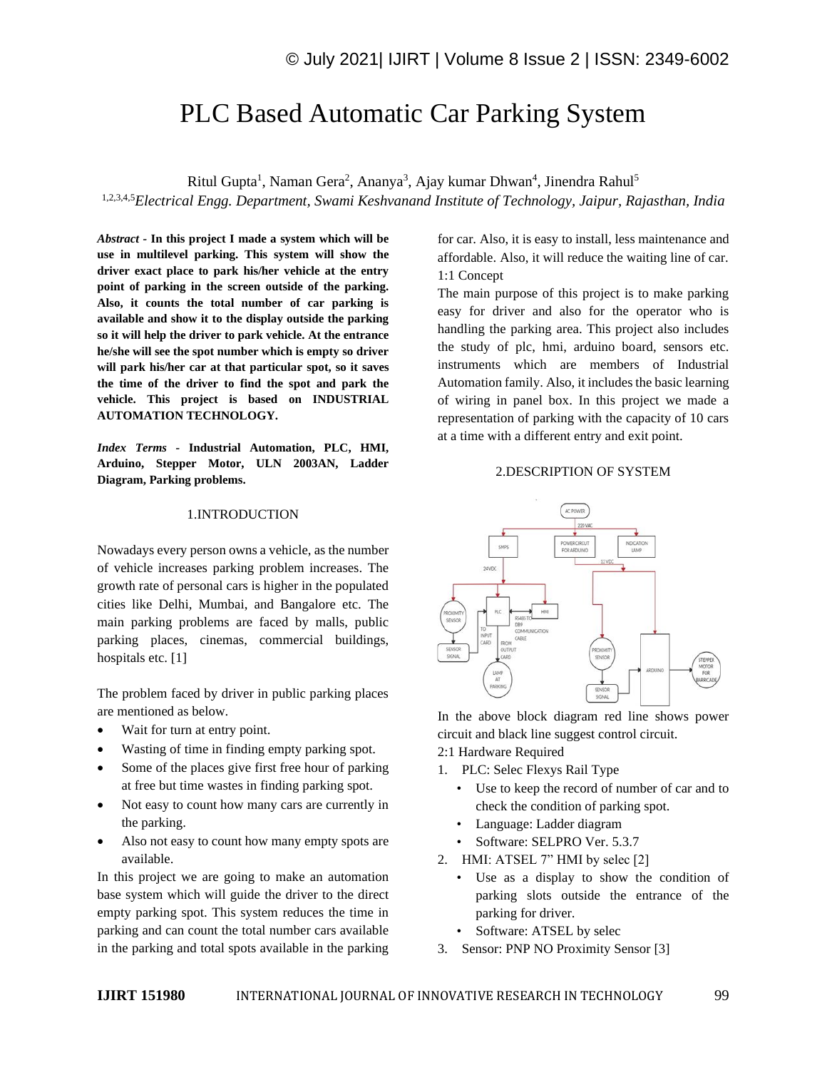# PLC Based Automatic Car Parking System

Ritul Gupta[1], Naman Gera[2], Ananya[3], Ajay kumar Dhwan[4], Jinendra Rahul[5]

[1,2,3,4,5]*Electrical Engg. Department, Swami Keshvanand Institute of Technology, Jaipur, Rajasthan, India*

***Abstract* - In this project I made a system which will be use in multilevel parking. This system will show the driver exact place to park his/her vehicle at the entry point of parking in the screen outside of the parking. Also, it counts the total number of car parking is available and show it to the display outside the parking so it will help the driver to park vehicle. At the entrance he/she will see the spot number which is empty so driver will park his/her car at that particular spot, so it saves the time of the driver to find the spot and park the vehicle. This project is based on INDUSTRIAL AUTOMATION TECHNOLOGY.**

***Index Terms* - Industrial Automation, PLC, HMI, Arduino, Stepper Motor, ULN 2003AN, Ladder Diagram, Parking problems.**

## 1.INTRODUCTION

Nowadays every person owns a vehicle, as the number of vehicle increases parking problem increases. The growth rate of personal cars is higher in the populated cities like Delhi, Mumbai, and Bangalore etc. The main parking problems are faced by malls, public parking places, cinemas, commercial buildings, hospitals etc. [1]

The problem faced by driver in public parking places are mentioned as below.

- Wait for turn at entry point.
- Wasting of time in finding empty parking spot.
- Some of the places give first free hour of parking at free but time wastes in finding parking spot.
- Not easy to count how many cars are currently in the parking.
- Also not easy to count how many empty spots are available.

In this project we are going to make an automation base system which will guide the driver to the direct empty parking spot. This system reduces the time in parking and can count the total number cars available in the parking and total spots available in the parking for car. Also, it is easy to install, less maintenance and affordable. Also, it will reduce the waiting line of car.

1:1 Concept

The main purpose of this project is to make parking easy for driver and also for the operator who is handling the parking area. This project also includes the study of plc, hmi, arduino board, sensors etc. instruments which are members of Industrial Automation family. Also, it includes the basic learning of wiring in panel box. In this project we made a representation of parking with the capacity of 10 cars at a time with a different entry and exit point.

## 2.DESCRIPTION OF SYSTEM

In the above block diagram red line shows power circuit and black line suggest control circuit.

2:1 Hardware Required

1. PLC: Selec Flexys Rail Type
   - Use to keep the record of number of car and to check the condition of parking spot.
   - Language: Ladder diagram
   - Software: SELPRO Ver. 5.3.7
2. HMI: ATSEL 7" HMI by selec [2]
   - Use as a display to show the condition of parking slots outside the entrance of the parking for driver.
   - Software: ATSEL by selec
3. Sensor: PNP NO Proximity Sensor [3]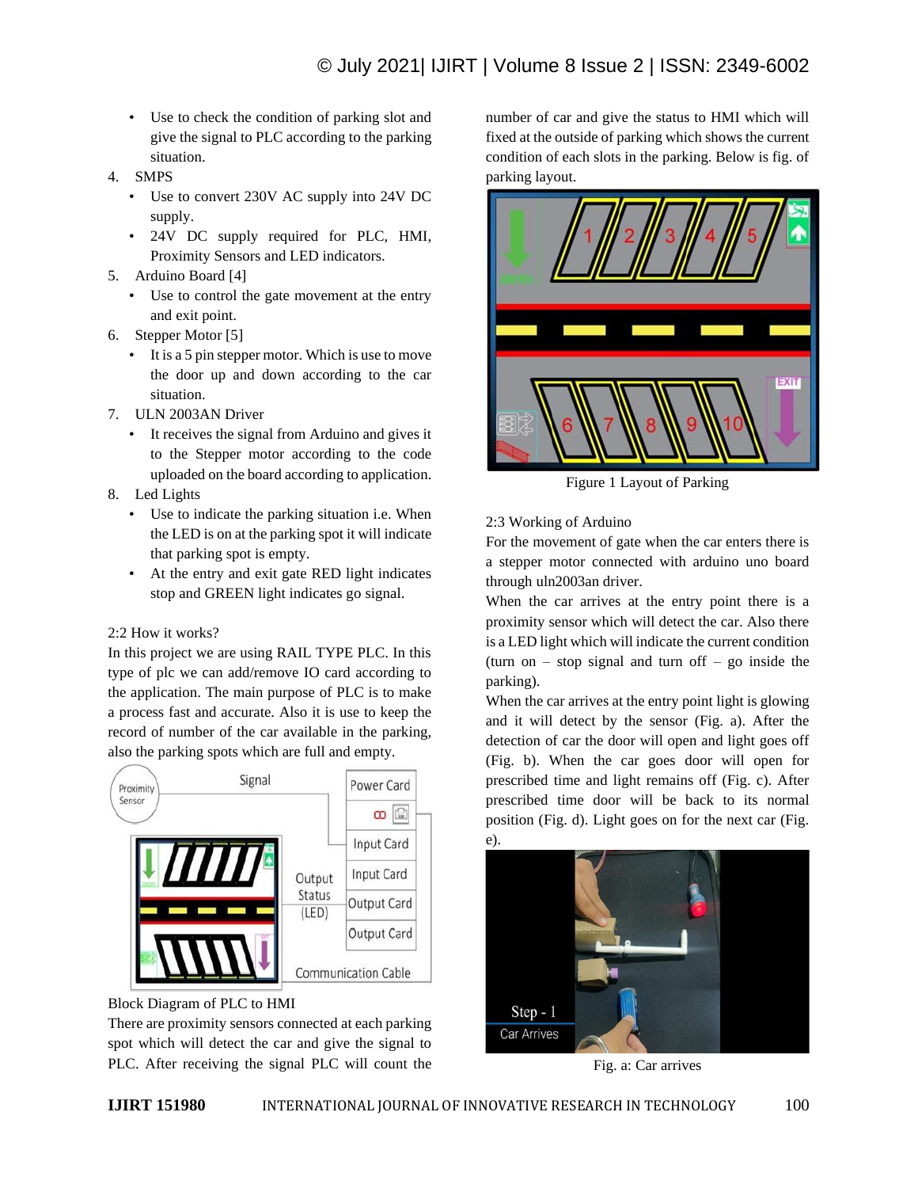- Use to check the condition of parking slot and give the signal to PLC according to the parking situation.

4. SMPS
   - Use to convert 230V AC supply into 24V DC supply.
   - 24V DC supply required for PLC, HMI, Proximity Sensors and LED indicators.
5. Arduino Board [4]
   - Use to control the gate movement at the entry and exit point.
6. Stepper Motor [5]
   - It is a 5 pin stepper motor. Which is use to move the door up and down according to the car situation.
7. ULN 2003AN Driver
   - It receives the signal from Arduino and gives it to the Stepper motor according to the code uploaded on the board according to application.
8. Led Lights
   - Use to indicate the parking situation i.e. When the LED is on at the parking spot it will indicate that parking spot is empty.
   - At the entry and exit gate RED light indicates stop and GREEN light indicates go signal.

2:2 How it works?

In this project we are using RAIL TYPE PLC. In this type of plc we can add/remove IO card according to the application. The main purpose of PLC is to make a process fast and accurate. Also it is use to keep the record of number of the car available in the parking, also the parking spots which are full and empty.

Block Diagram of PLC to HMI

There are proximity sensors connected at each parking spot which will detect the car and give the signal to PLC. After receiving the signal PLC will count the number of car and give the status to HMI which will fixed at the outside of parking which shows the current condition of each slots in the parking. Below is fig. of parking layout.

Figure 1 Layout of Parking

2:3 Working of Arduino

For the movement of gate when the car enters there is a stepper motor connected with arduino uno board through uln2003an driver.

When the car arrives at the entry point there is a proximity sensor which will detect the car. Also there is a LED light which will indicate the current condition (turn on – stop signal and turn off – go inside the parking).

When the car arrives at the entry point light is glowing and it will detect by the sensor (Fig. a). After the detection of car the door will open and light goes off (Fig. b). When the car goes door will open for prescribed time and light remains off (Fig. c). After prescribed time door will be back to its normal position (Fig. d). Light goes on for the next car (Fig. e).

Fig. a: Car arrives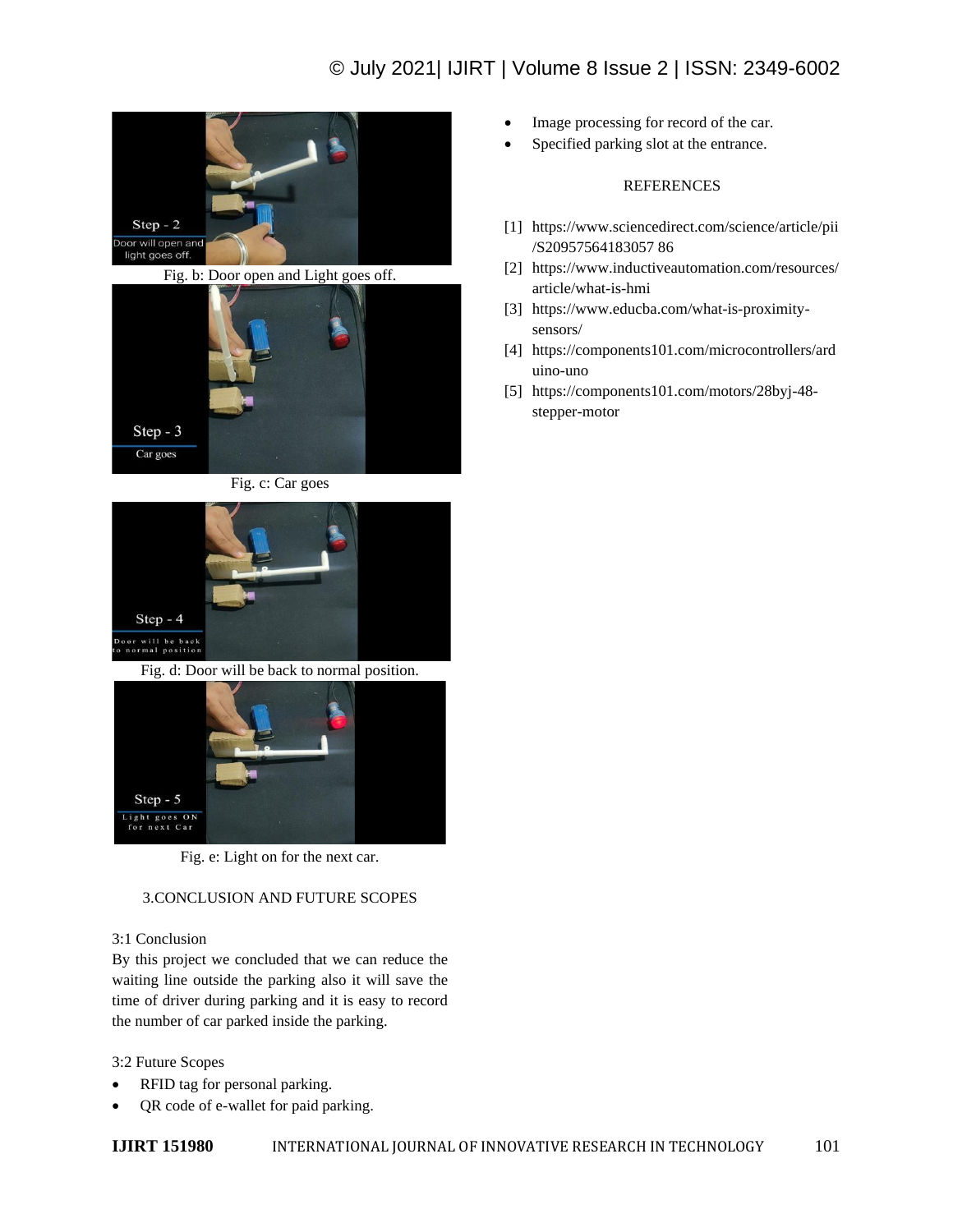Fig. b: Door open and Light goes off.

Fig. c: Car goes

Fig. d: Door will be back to normal position.

Fig. e: Light on for the next car.

## 3.CONCLUSION AND FUTURE SCOPES

### 3:1 Conclusion

By this project we concluded that we can reduce the waiting line outside the parking also it will save the time of driver during parking and it is easy to record the number of car parked inside the parking.

### 3:2 Future Scopes

- RFID tag for personal parking.
- QR code of e-wallet for paid parking.
- Image processing for record of the car.
- Specified parking slot at the entrance.

## REFERENCES

[1] https://www.sciencedirect.com/science/article/pii/S20957564183057 86

[2] https://www.inductiveautomation.com/resources/article/what-is-hmi

[3] https://www.educba.com/what-is-proximity-sensors/

[4] https://components101.com/microcontrollers/arduino-uno

[5] https://components101.com/motors/28byj-48-stepper-motor